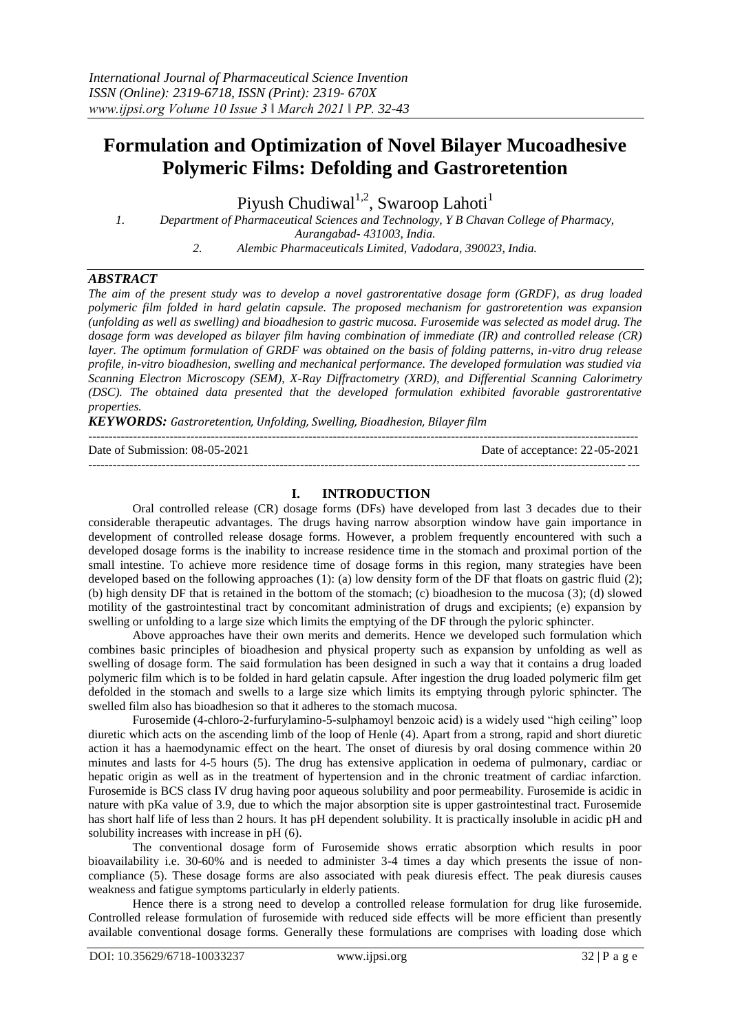# Formulation and Optimization of Novel Bilayer Mucoadhesive Polymeric Films: Defolding and Gastroretention

Piyush Chudiwal[1,2], Swaroop Lahoti[1]

1. Department of Pharmaceutical Sciences and Technology, Y B Chavan College of Pharmacy, Aurangabad- 431003, India.
2. Alembic Pharmaceuticals Limited, Vadodara, 390023, India.

## *ABSTRACT*

*The aim of the present study was to develop a novel gastrorentative dosage form (GRDF), as drug loaded polymeric film folded in hard gelatin capsule. The proposed mechanism for gastroretention was expansion (unfolding as well as swelling) and bioadhesion to gastric mucosa. Furosemide was selected as model drug. The dosage form was developed as bilayer film having combination of immediate (IR) and controlled release (CR) layer. The optimum formulation of GRDF was obtained on the basis of folding patterns, in-vitro drug release profile, in-vitro bioadhesion, swelling and mechanical performance. The developed formulation was studied via Scanning Electron Microscopy (SEM), X-Ray Diffractometry (XRD), and Differential Scanning Calorimetry (DSC). The obtained data presented that the developed formulation exhibited favorable gastrorentative properties.*

***KEYWORDS:*** *Gastroretention, Unfolding, Swelling, Bioadhesion, Bilayer film*

---

Date of Submission: 08-05-2021 | Date of acceptance: 22-05-2021

---

## I. INTRODUCTION

Oral controlled release (CR) dosage forms (DFs) have developed from last 3 decades due to their considerable therapeutic advantages. The drugs having narrow absorption window have gain importance in development of controlled release dosage forms. However, a problem frequently encountered with such a developed dosage forms is the inability to increase residence time in the stomach and proximal portion of the small intestine. To achieve more residence time of dosage forms in this region, many strategies have been developed based on the following approaches (1): (a) low density form of the DF that floats on gastric fluid (2); (b) high density DF that is retained in the bottom of the stomach; (c) bioadhesion to the mucosa (3); (d) slowed motility of the gastrointestinal tract by concomitant administration of drugs and excipients; (e) expansion by swelling or unfolding to a large size which limits the emptying of the DF through the pyloric sphincter.

Above approaches have their own merits and demerits. Hence we developed such formulation which combines basic principles of bioadhesion and physical property such as expansion by unfolding as well as swelling of dosage form. The said formulation has been designed in such a way that it contains a drug loaded polymeric film which is to be folded in hard gelatin capsule. After ingestion the drug loaded polymeric film get defolded in the stomach and swells to a large size which limits its emptying through pyloric sphincter. The swelled film also has bioadhesion so that it adheres to the stomach mucosa.

Furosemide (4-chloro-2-furfurylamino-5-sulphamoyl benzoic acid) is a widely used "high ceiling" loop diuretic which acts on the ascending limb of the loop of Henle (4). Apart from a strong, rapid and short diuretic action it has a haemodynamic effect on the heart. The onset of diuresis by oral dosing commence within 20 minutes and lasts for 4-5 hours (5). The drug has extensive application in oedema of pulmonary, cardiac or hepatic origin as well as in the treatment of hypertension and in the chronic treatment of cardiac infarction. Furosemide is BCS class IV drug having poor aqueous solubility and poor permeability. Furosemide is acidic in nature with pKa value of 3.9, due to which the major absorption site is upper gastrointestinal tract. Furosemide has short half life of less than 2 hours. It has pH dependent solubility. It is practically insoluble in acidic pH and solubility increases with increase in pH (6).

The conventional dosage form of Furosemide shows erratic absorption which results in poor bioavailability i.e. 30-60% and is needed to administer 3-4 times a day which presents the issue of non-compliance (5). These dosage forms are also associated with peak diuresis effect. The peak diuresis causes weakness and fatigue symptoms particularly in elderly patients.

Hence there is a strong need to develop a controlled release formulation for drug like furosemide. Controlled release formulation of furosemide with reduced side effects will be more efficient than presently available conventional dosage forms. Generally these formulations are comprises with loading dose which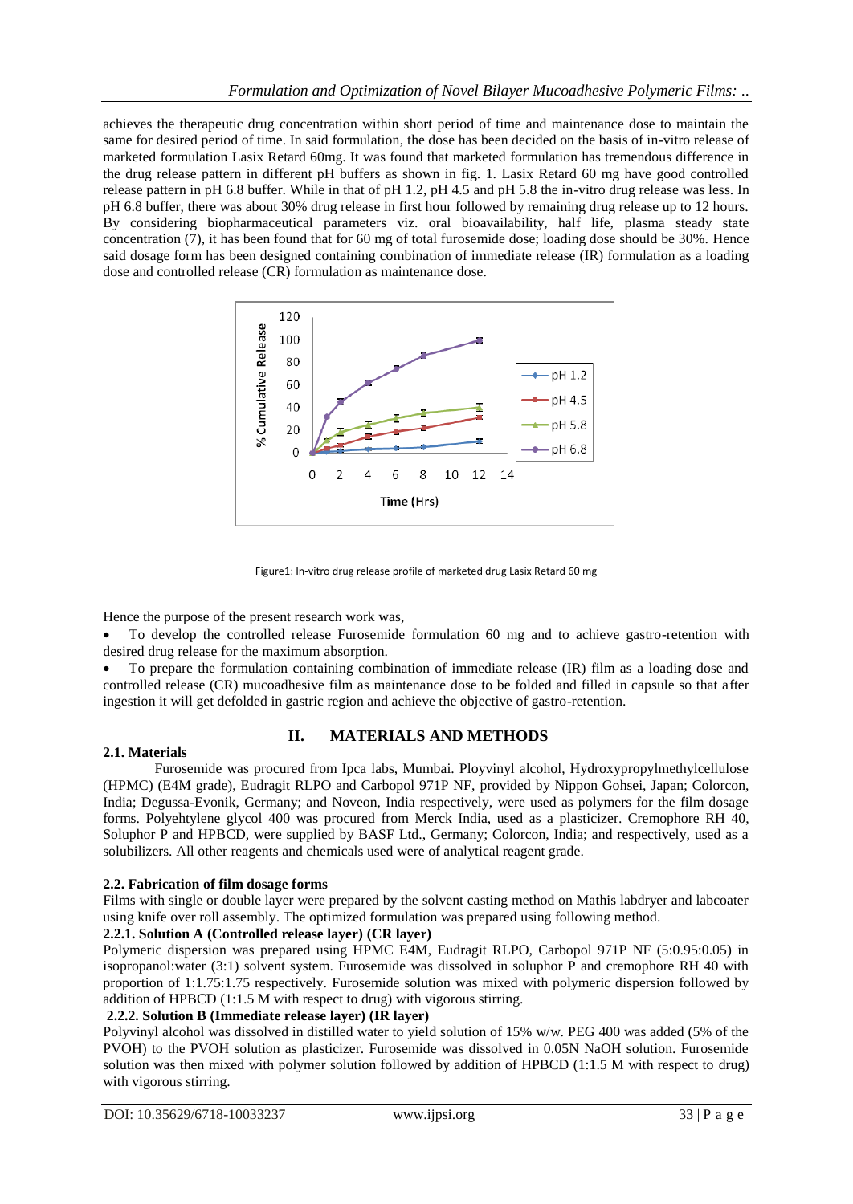achieves the therapeutic drug concentration within short period of time and maintenance dose to maintain the same for desired period of time. In said formulation, the dose has been decided on the basis of in-vitro release of marketed formulation Lasix Retard 60mg. It was found that marketed formulation has tremendous difference in the drug release pattern in different pH buffers as shown in fig. 1. Lasix Retard 60 mg have good controlled release pattern in pH 6.8 buffer. While in that of pH 1.2, pH 4.5 and pH 5.8 the in-vitro drug release was less. In pH 6.8 buffer, there was about 30% drug release in first hour followed by remaining drug release up to 12 hours. By considering biopharmaceutical parameters viz. oral bioavailability, half life, plasma steady state concentration (7), it has been found that for 60 mg of total furosemide dose; loading dose should be 30%. Hence said dosage form has been designed containing combination of immediate release (IR) formulation as a loading dose and controlled release (CR) formulation as maintenance dose.

Figure1: In-vitro drug release profile of marketed drug Lasix Retard 60 mg

Hence the purpose of the present research work was,

- To develop the controlled release Furosemide formulation 60 mg and to achieve gastro-retention with desired drug release for the maximum absorption.
- To prepare the formulation containing combination of immediate release (IR) film as a loading dose and controlled release (CR) mucoadhesive film as maintenance dose to be folded and filled in capsule so that after ingestion it will get defolded in gastric region and achieve the objective of gastro-retention.

## II. MATERIALS AND METHODS

### 2.1. Materials

Furosemide was procured from Ipca labs, Mumbai. Ployvinyl alcohol, Hydroxypropylmethylcellulose (HPMC) (E4M grade), Eudragit RLPO and Carbopol 971P NF, provided by Nippon Gohsei, Japan; Colorcon, India; Degussa-Evonik, Germany; and Noveon, India respectively, were used as polymers for the film dosage forms. Polyehtylene glycol 400 was procured from Merck India, used as a plasticizer. Cremophore RH 40, Soluphor P and HPBCD, were supplied by BASF Ltd., Germany; Colorcon, India; and respectively, used as a solubilizers. All other reagents and chemicals used were of analytical reagent grade.

### 2.2. Fabrication of film dosage forms

Films with single or double layer were prepared by the solvent casting method on Mathis labdryer and labcoater using knife over roll assembly. The optimized formulation was prepared using following method.

#### 2.2.1. Solution A (Controlled release layer) (CR layer)

Polymeric dispersion was prepared using HPMC E4M, Eudragit RLPO, Carbopol 971P NF (5:0.95:0.05) in isopropanol:water (3:1) solvent system. Furosemide was dissolved in soluphor P and cremophore RH 40 with proportion of 1:1.75:1.75 respectively. Furosemide solution was mixed with polymeric dispersion followed by addition of HPBCD (1:1.5 M with respect to drug) with vigorous stirring.

#### 2.2.2. Solution B (Immediate release layer) (IR layer)

Polyvinyl alcohol was dissolved in distilled water to yield solution of 15% w/w. PEG 400 was added (5% of the PVOH) to the PVOH solution as plasticizer. Furosemide was dissolved in 0.05N NaOH solution. Furosemide solution was then mixed with polymer solution followed by addition of HPBCD (1:1.5 M with respect to drug) with vigorous stirring.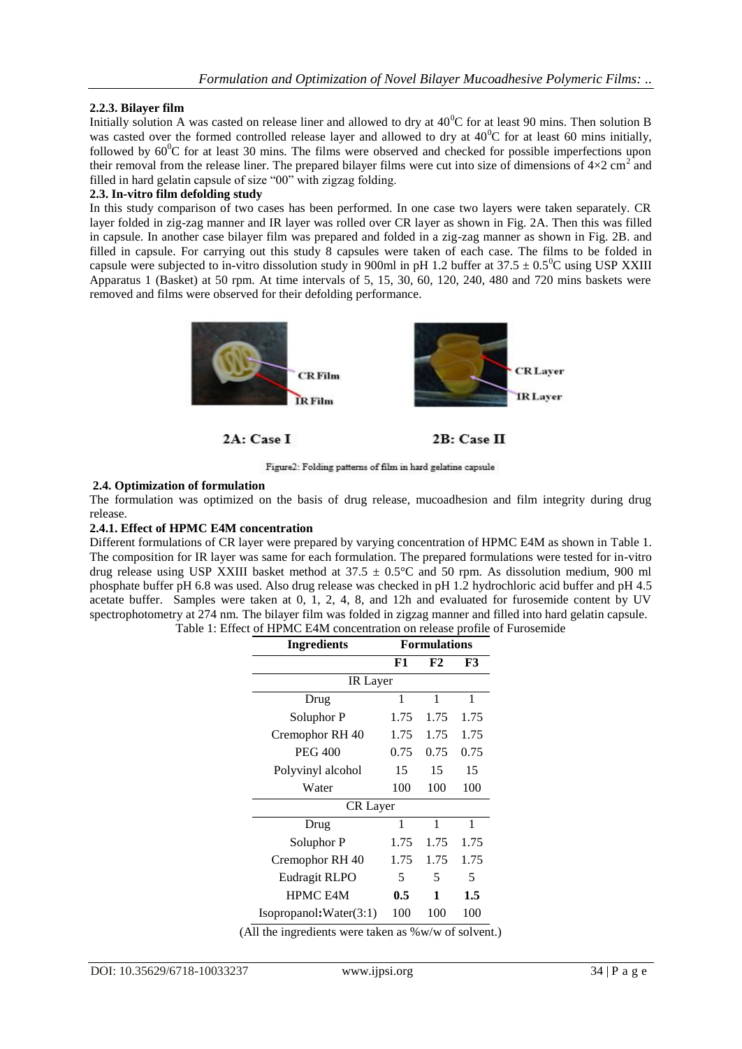### 2.2.3. Bilayer film

Initially solution A was casted on release liner and allowed to dry at $40^0C$ for at least 90 mins. Then solution B was casted over the formed controlled release layer and allowed to dry at $40^0C$ for at least 60 mins initially, followed by $60^0C$ for at least 30 mins. The films were observed and checked for possible imperfections upon their removal from the release liner. The prepared bilayer films were cut into size of dimensions of $4×2$ $cm^2$ and filled in hard gelatin capsule of size "00" with zigzag folding.

### 2.3. In-vitro film defolding study

In this study comparison of two cases has been performed. In one case two layers were taken separately. CR layer folded in zig-zag manner and IR layer was rolled over CR layer as shown in Fig. 2A. Then this was filled in capsule. In another case bilayer film was prepared and folded in a zig-zag manner as shown in Fig. 2B. and filled in capsule. For carrying out this study 8 capsules were taken of each case. The films to be folded in capsule were subjected to in-vitro dissolution study in 900ml in pH 1.2 buffer at $37.5 \pm 0.5^0C$ using USP XXIII Apparatus 1 (Basket) at 50 rpm. At time intervals of 5, 15, 30, 60, 120, 240, 480 and 720 mins baskets were removed and films were observed for their defolding performance.

2A: Case I

2B: Case II

Figure2: Folding patterns of film in hard gelatine capsule

### 2.4. Optimization of formulation

The formulation was optimized on the basis of drug release, mucoadhesion and film integrity during drug release.

### 2.4.1. Effect of HPMC E4M concentration

Different formulations of CR layer were prepared by varying concentration of HPMC E4M as shown in Table 1. The composition for IR layer was same for each formulation. The prepared formulations were tested for in-vitro drug release using USP XXIII basket method at $37.5 \pm 0.5°C$ and 50 rpm. As dissolution medium, 900 ml phosphate buffer pH 6.8 was used. Also drug release was checked in pH 1.2 hydrochloric acid buffer and pH 4.5 acetate buffer. Samples were taken at 0, 1, 2, 4, 8, and 12h and evaluated for furosemide content by UV spectrophotometry at 274 nm. The bilayer film was folded in zigzag manner and filled into hard gelatin capsule.

Table 1: Effect of HPMC E4M concentration on release profile of Furosemide

| Ingredients | Formulations | | |
|---|---|---|---|
| | **F1** | **F2** | **F3** |
| IR Layer | | | |
| Drug | 1 | 1 | 1 |
| Soluphor P | 1.75 | 1.75 | 1.75 |
| Cremophor RH 40 | 1.75 | 1.75 | 1.75 |
| PEG 400 | 0.75 | 0.75 | 0.75 |
| Polyvinyl alcohol | 15 | 15 | 15 |
| Water | 100 | 100 | 100 |
| CR Layer | | | |
| Drug | 1 | 1 | 1 |
| Soluphor P | 1.75 | 1.75 | 1.75 |
| Cremophor RH 40 | 1.75 | 1.75 | 1.75 |
| Eudragit RLPO | 5 | 5 | 5 |
| HPMC E4M | **0.5** | **1** | **1.5** |
| Isopropanol**:**Water(3:1) | 100 | 100 | 100 |

(All the ingredients were taken as %w/w of solvent.)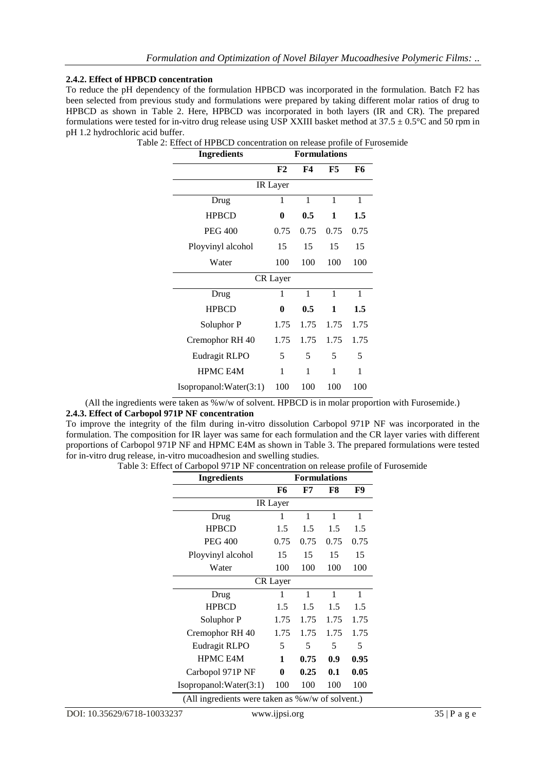#### 2.4.2. Effect of HPBCD concentration

To reduce the pH dependency of the formulation HPBCD was incorporated in the formulation. Batch F2 has been selected from previous study and formulations were prepared by taking different molar ratios of drug to HPBCD as shown in Table 2. Here, HPBCD was incorporated in both layers (IR and CR). The prepared formulations were tested for in-vitro drug release using USP XXIII basket method at 37.5 ± 0.5°C and 50 rpm in pH 1.2 hydrochloric acid buffer.

Table 2: Effect of HPBCD concentration on release profile of Furosemide

| Ingredients | Formulations | | | |
|---|---|---|---|---|
| | **F2** | **F4** | **F5** | **F6** |
| IR Layer | | | | |
| Drug | 1 | 1 | 1 | 1 |
| HPBCD | **0** | **0.5** | **1** | **1.5** |
| PEG 400 | 0.75 | 0.75 | 0.75 | 0.75 |
| Ployvinyl alcohol | 15 | 15 | 15 | 15 |
| Water | 100 | 100 | 100 | 100 |
| CR Layer | | | | |
| Drug | 1 | 1 | 1 | 1 |
| HPBCD | **0** | **0.5** | **1** | **1.5** |
| Soluphor P | 1.75 | 1.75 | 1.75 | 1.75 |
| Cremophor RH 40 | 1.75 | 1.75 | 1.75 | 1.75 |
| Eudragit RLPO | 5 | 5 | 5 | 5 |
| HPMC E4M | 1 | 1 | 1 | 1 |
| Isopropanol:Water(3:1) | 100 | 100 | 100 | 100 |

(All the ingredients were taken as %w/w of solvent. HPBCD is in molar proportion with Furosemide.)

#### 2.4.3. Effect of Carbopol 971P NF concentration

To improve the integrity of the film during in-vitro dissolution Carbopol 971P NF was incorporated in the formulation. The composition for IR layer was same for each formulation and the CR layer varies with different proportions of Carbopol 971P NF and HPMC E4M as shown in Table 3. The prepared formulations were tested for in-vitro drug release, in-vitro mucoadhesion and swelling studies.

Table 3: Effect of Carbopol 971P NF concentration on release profile of Furosemide

| Ingredients | Formulations | | | |
|---|---|---|---|---|
| | **F6** | **F7** | **F8** | **F9** |
| IR Layer | | | | |
| Drug | 1 | 1 | 1 | 1 |
| HPBCD | 1.5 | 1.5 | 1.5 | 1.5 |
| PEG 400 | 0.75 | 0.75 | 0.75 | 0.75 |
| Ployvinyl alcohol | 15 | 15 | 15 | 15 |
| Water | 100 | 100 | 100 | 100 |
| CR Layer | | | | |
| Drug | 1 | 1 | 1 | 1 |
| HPBCD | 1.5 | 1.5 | 1.5 | 1.5 |
| Soluphor P | 1.75 | 1.75 | 1.75 | 1.75 |
| Cremophor RH 40 | 1.75 | 1.75 | 1.75 | 1.75 |
| Eudragit RLPO | 5 | 5 | 5 | 5 |
| HPMC E4M | **1** | **0.75** | **0.9** | **0.95** |
| Carbopol 971P NF | **0** | **0.25** | **0.1** | **0.05** |
| Isopropanol:Water(3:1) | 100 | 100 | 100 | 100 |

(All ingredients were taken as %w/w of solvent.)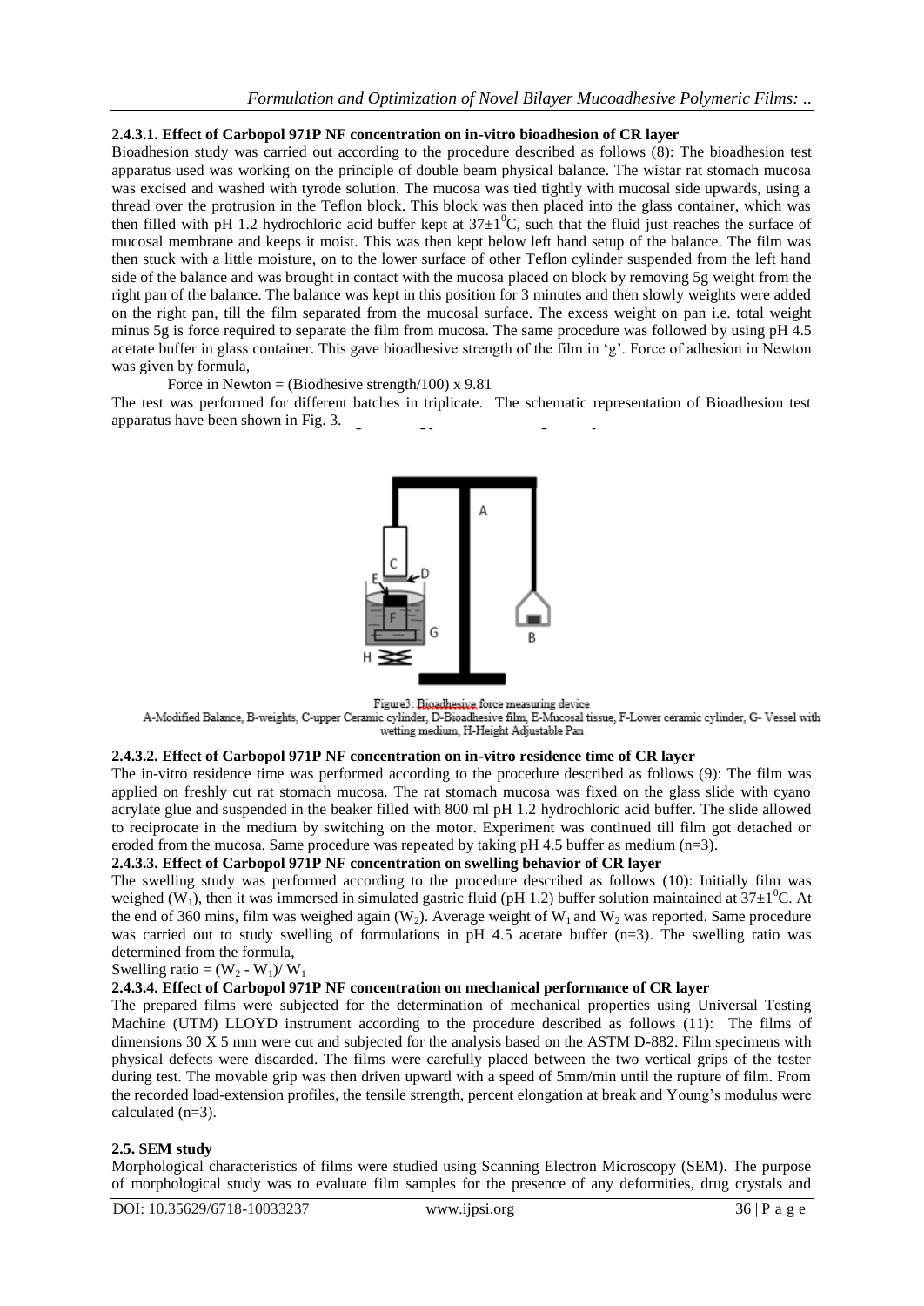### 2.4.3.1. Effect of Carbopol 971P NF concentration on in-vitro bioadhesion of CR layer

Bioadhesion study was carried out according to the procedure described as follows (8): The bioadhesion test apparatus used was working on the principle of double beam physical balance. The wistar rat stomach mucosa was excised and washed with tyrode solution. The mucosa was tied tightly with mucosal side upwards, using a thread over the protrusion in the Teflon block. This block was then placed into the glass container, which was then filled with pH 1.2 hydrochloric acid buffer kept at $37\pm1^0$C, such that the fluid just reaches the surface of mucosal membrane and keeps it moist. This was then kept below left hand setup of the balance. The film was then stuck with a little moisture, on to the lower surface of other Teflon cylinder suspended from the left hand side of the balance and was brought in contact with the mucosa placed on block by removing 5g weight from the right pan of the balance. The balance was kept in this position for 3 minutes and then slowly weights were added on the right pan, till the film separated from the mucosal surface. The excess weight on pan i.e. total weight minus 5g is force required to separate the film from mucosa. The same procedure was followed by using pH 4.5 acetate buffer in glass container. This gave bioadhesive strength of the film in 'g'. Force of adhesion in Newton was given by formula,

Force in Newton = (Biodhesive strength/100) x 9.81

The test was performed for different batches in triplicate. The schematic representation of Bioadhesion test apparatus have been shown in Fig. 3.

Figure3: Bioadhesive force measuring device
A-Modified Balance, B-weights, C-upper Ceramic cylinder, D-Bioadhesive film, E-Mucosal tissue, F-Lower ceramic cylinder, G- Vessel with wetting medium, H-Height Adjustable Pan

### 2.4.3.2. Effect of Carbopol 971P NF concentration on in-vitro residence time of CR layer

The in-vitro residence time was performed according to the procedure described as follows (9): The film was applied on freshly cut rat stomach mucosa. The rat stomach mucosa was fixed on the glass slide with cyano acrylate glue and suspended in the beaker filled with 800 ml pH 1.2 hydrochloric acid buffer. The slide allowed to reciprocate in the medium by switching on the motor. Experiment was continued till film got detached or eroded from the mucosa. Same procedure was repeated by taking pH 4.5 buffer as medium (n=3).

### 2.4.3.3. Effect of Carbopol 971P NF concentration on swelling behavior of CR layer

The swelling study was performed according to the procedure described as follows (10): Initially film was weighed ($W_1$), then it was immersed in simulated gastric fluid (pH 1.2) buffer solution maintained at $37\pm1^0$C. At the end of 360 mins, film was weighed again ($W_2$). Average weight of $W_1$ and $W_2$ was reported. Same procedure was carried out to study swelling of formulations in pH 4.5 acetate buffer (n=3). The swelling ratio was determined from the formula,

Swelling ratio = $(W_2 - W_1)/ W_1$

### 2.4.3.4. Effect of Carbopol 971P NF concentration on mechanical performance of CR layer

The prepared films were subjected for the determination of mechanical properties using Universal Testing Machine (UTM) LLOYD instrument according to the procedure described as follows (11): The films of dimensions 30 X 5 mm were cut and subjected for the analysis based on the ASTM D-882. Film specimens with physical defects were discarded. The films were carefully placed between the two vertical grips of the tester during test. The movable grip was then driven upward with a speed of 5mm/min until the rupture of film. From the recorded load-extension profiles, the tensile strength, percent elongation at break and Young's modulus were calculated (n=3).

## 2.5. SEM study

Morphological characteristics of films were studied using Scanning Electron Microscopy (SEM). The purpose of morphological study was to evaluate film samples for the presence of any deformities, drug crystals and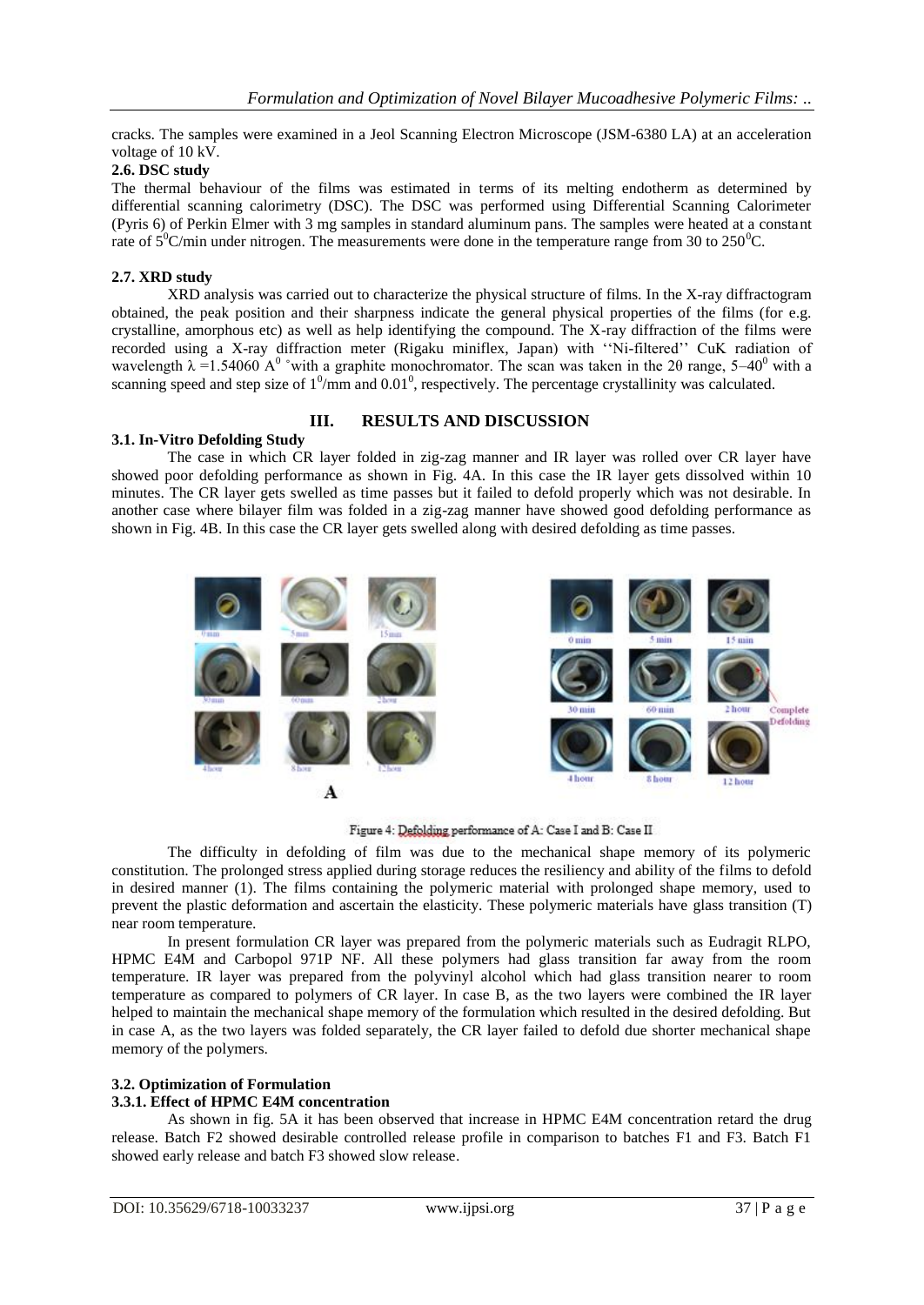cracks. The samples were examined in a Jeol Scanning Electron Microscope (JSM-6380 LA) at an acceleration voltage of 10 kV.

**2.6. DSC study**

The thermal behaviour of the films was estimated in terms of its melting endotherm as determined by differential scanning calorimetry (DSC). The DSC was performed using Differential Scanning Calorimeter (Pyris 6) of Perkin Elmer with 3 mg samples in standard aluminum pans. The samples were heated at a constant rate of $5^0$C/min under nitrogen. The measurements were done in the temperature range from 30 to $250^0$C.

**2.7. XRD study**

XRD analysis was carried out to characterize the physical structure of films. In the X-ray diffractogram obtained, the peak position and their sharpness indicate the general physical properties of the films (for e.g. crystalline, amorphous etc) as well as help identifying the compound. The X-ray diffraction of the films were recorded using a X-ray diffraction meter (Rigaku miniflex, Japan) with ''Ni-filtered'' CuK radiation of wavelength $\lambda$ =1.54060 $A^0$ °with a graphite monochromator. The scan was taken in the 2θ range, 5–$40^0$ with a scanning speed and step size of $1^0$/mm and $0.01^0$, respectively. The percentage crystallinity was calculated.

## III. RESULTS AND DISCUSSION

**3.1. In-Vitro Defolding Study**

The case in which CR layer folded in zig-zag manner and IR layer was rolled over CR layer have showed poor defolding performance as shown in Fig. 4A. In this case the IR layer gets dissolved within 10 minutes. The CR layer gets swelled as time passes but it failed to defold properly which was not desirable. In another case where bilayer film was folded in a zig-zag manner have showed good defolding performance as shown in Fig. 4B. In this case the CR layer gets swelled along with desired defolding as time passes.

Figure 4: Defolding performance of A: Case I and B: Case II

The difficulty in defolding of film was due to the mechanical shape memory of its polymeric constitution. The prolonged stress applied during storage reduces the resiliency and ability of the films to defold in desired manner (1). The films containing the polymeric material with prolonged shape memory, used to prevent the plastic deformation and ascertain the elasticity. These polymeric materials have glass transition (T) near room temperature.

In present formulation CR layer was prepared from the polymeric materials such as Eudragit RLPO, HPMC E4M and Carbopol 971P NF. All these polymers had glass transition far away from the room temperature. IR layer was prepared from the polyvinyl alcohol which had glass transition nearer to room temperature as compared to polymers of CR layer. In case B, as the two layers were combined the IR layer helped to maintain the mechanical shape memory of the formulation which resulted in the desired defolding. But in case A, as the two layers was folded separately, the CR layer failed to defold due shorter mechanical shape memory of the polymers.

**3.2. Optimization of Formulation**

**3.3.1. Effect of HPMC E4M concentration**

As shown in fig. 5A it has been observed that increase in HPMC E4M concentration retard the drug release. Batch F2 showed desirable controlled release profile in comparison to batches F1 and F3. Batch F1 showed early release and batch F3 showed slow release.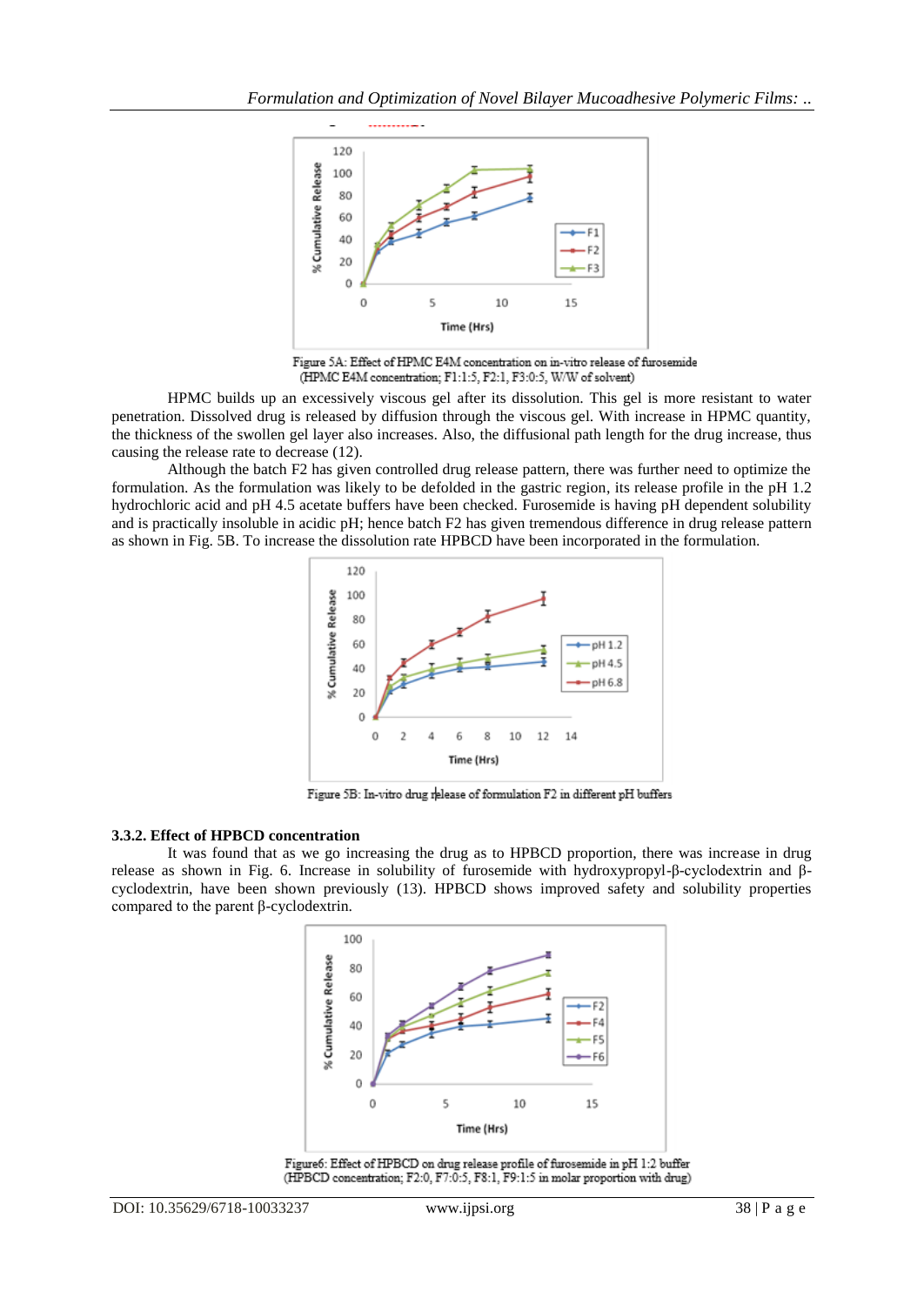Figure 5A: Effect of HPMC E4M concentration on in-vitro release of furosemide (HPMC E4M concentration; F1:1:5, F2:1, F3:0:5, W/W of solvent)

HPMC builds up an excessively viscous gel after its dissolution. This gel is more resistant to water penetration. Dissolved drug is released by diffusion through the viscous gel. With increase in HPMC quantity, the thickness of the swollen gel layer also increases. Also, the diffusional path length for the drug increase, thus causing the release rate to decrease (12).

Although the batch F2 has given controlled drug release pattern, there was further need to optimize the formulation. As the formulation was likely to be defolded in the gastric region, its release profile in the pH 1.2 hydrochloric acid and pH 4.5 acetate buffers have been checked. Furosemide is having pH dependent solubility and is practically insoluble in acidic pH; hence batch F2 has given tremendous difference in drug release pattern as shown in Fig. 5B. To increase the dissolution rate HPBCD have been incorporated in the formulation.

Figure 5B: In-vitro drug release of formulation F2 in different pH buffers

### 3.3.2. Effect of HPBCD concentration

It was found that as we go increasing the drug as to HPBCD proportion, there was increase in drug release as shown in Fig. 6. Increase in solubility of furosemide with hydroxypropyl-β-cyclodextrin and β-cyclodextrin, have been shown previously (13). HPBCD shows improved safety and solubility properties compared to the parent β-cyclodextrin.

Figure6: Effect of HPBCD on drug release profile of furosemide in pH 1:2 buffer (HPBCD concentration; F2:0, F7:0:5, F8:1, F9:1:5 in molar proportion with drug)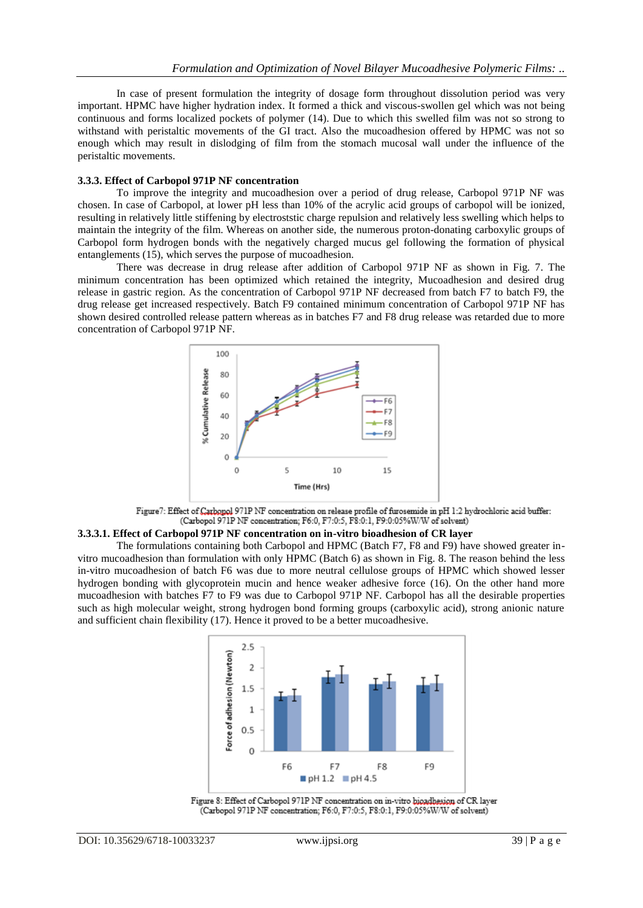In case of present formulation the integrity of dosage form throughout dissolution period was very important. HPMC have higher hydration index. It formed a thick and viscous-swollen gel which was not being continuous and forms localized pockets of polymer (14). Due to which this swelled film was not so strong to withstand with peristaltic movements of the GI tract. Also the mucoadhesion offered by HPMC was not so enough which may result in dislodging of film from the stomach mucosal wall under the influence of the peristaltic movements.

### 3.3.3. Effect of Carbopol 971P NF concentration

To improve the integrity and mucoadhesion over a period of drug release, Carbopol 971P NF was chosen. In case of Carbopol, at lower pH less than 10% of the acrylic acid groups of carbopol will be ionized, resulting in relatively little stiffening by electroststic charge repulsion and relatively less swelling which helps to maintain the integrity of the film. Whereas on another side, the numerous proton-donating carboxylic groups of Carbopol form hydrogen bonds with the negatively charged mucus gel following the formation of physical entanglements (15), which serves the purpose of mucoadhesion.

There was decrease in drug release after addition of Carbopol 971P NF as shown in Fig. 7. The minimum concentration has been optimized which retained the integrity, Mucoadhesion and desired drug release in gastric region. As the concentration of Carbopol 971P NF decreased from batch F7 to batch F9, the drug release get increased respectively. Batch F9 contained minimum concentration of Carbopol 971P NF has shown desired controlled release pattern whereas as in batches F7 and F8 drug release was retarded due to more concentration of Carbopol 971P NF.

Figure7: Effect of Carbopol 971P NF concentration on release profile of furosemide in pH 1.2 hydrochloric acid buffer: (Carbopol 971P NF concentration; F6:0, F7:0.5, F8:0.1, F9:0.05%W/W of solvent)

#### 3.3.3.1. Effect of Carbopol 971P NF concentration on in-vitro bioadhesion of CR layer

The formulations containing both Carbopol and HPMC (Batch F7, F8 and F9) have showed greater in-vitro mucoadhesion than formulation with only HPMC (Batch 6) as shown in Fig. 8. The reason behind the less in-vitro mucoadhesion of batch F6 was due to more neutral cellulose groups of HPMC which showed lesser hydrogen bonding with glycoprotein mucin and hence weaker adhesive force (16). On the other hand more mucoadhesion with batches F7 to F9 was due to Carbopol 971P NF. Carbopol has all the desirable properties such as high molecular weight, strong hydrogen bond forming groups (carboxylic acid), strong anionic nature and sufficient chain flexibility (17). Hence it proved to be a better mucoadhesive.

Figure 8: Effect of Carbopol 971P NF concentration on in-vitro bioadhesion of CR layer (Carbopol 971P NF concentration; F6:0, F7:0.5, F8:0.1, F9:0.05%W/W of solvent)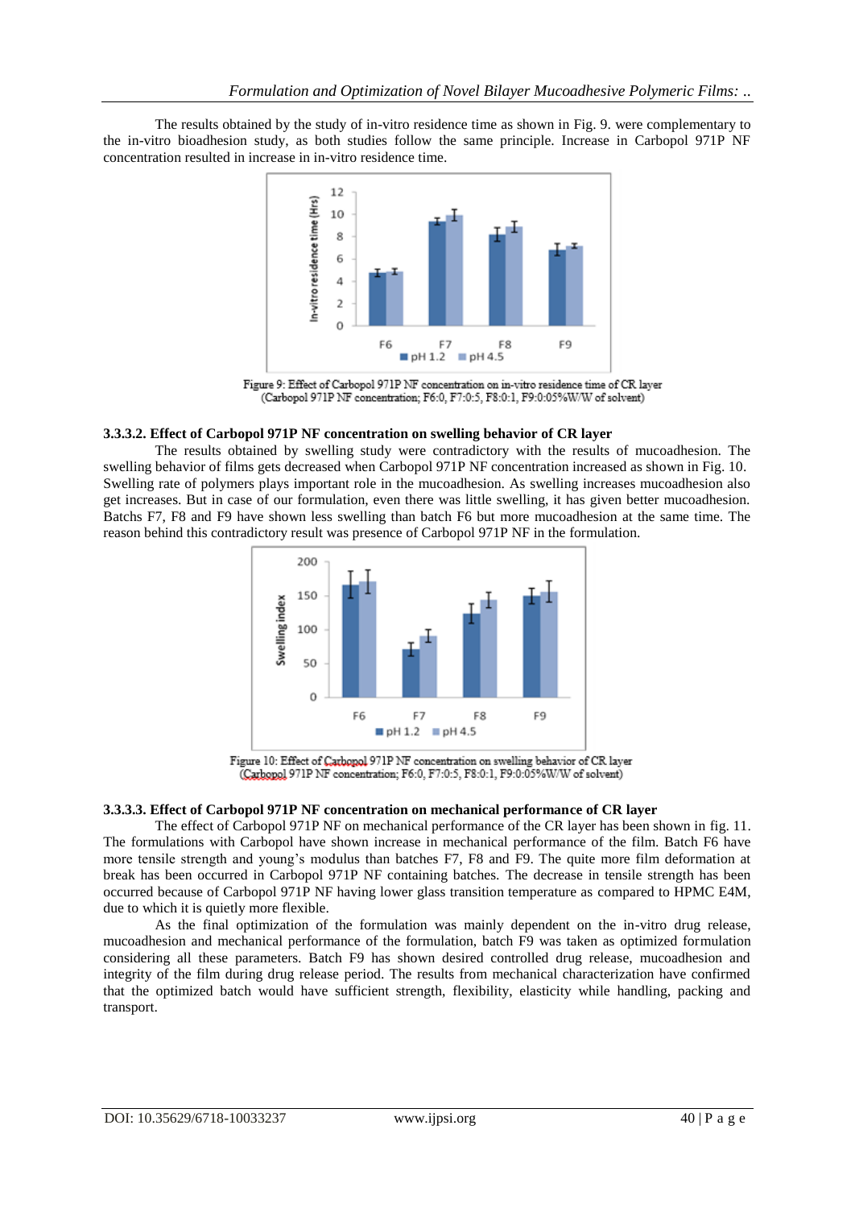The results obtained by the study of in-vitro residence time as shown in Fig. 9. were complementary to the in-vitro bioadhesion study, as both studies follow the same principle. Increase in Carbopol 971P NF concentration resulted in increase in in-vitro residence time.

Figure 9: Effect of Carbopol 971P NF concentration on in-vitro residence time of CR layer (Carbopol 971P NF concentration; F6:0, F7:0:5, F8:0:1, F9:0:05%W/W of solvent)

#### 3.3.3.2. Effect of Carbopol 971P NF concentration on swelling behavior of CR layer

The results obtained by swelling study were contradictory with the results of mucoadhesion. The swelling behavior of films gets decreased when Carbopol 971P NF concentration increased as shown in Fig. 10. Swelling rate of polymers plays important role in the mucoadhesion. As swelling increases mucoadhesion also get increases. But in case of our formulation, even there was little swelling, it has given better mucoadhesion. Batchs F7, F8 and F9 have shown less swelling than batch F6 but more mucoadhesion at the same time. The reason behind this contradictory result was presence of Carbopol 971P NF in the formulation.

Figure 10: Effect of Carbopol 971P NF concentration on swelling behavior of CR layer (Carbopol 971P NF concentration; F6:0, F7:0:5, F8:0:1, F9:0:05%W/W of solvent)

#### 3.3.3.3. Effect of Carbopol 971P NF concentration on mechanical performance of CR layer

The effect of Carbopol 971P NF on mechanical performance of the CR layer has been shown in fig. 11. The formulations with Carbopol have shown increase in mechanical performance of the film. Batch F6 have more tensile strength and young's modulus than batches F7, F8 and F9. The quite more film deformation at break has been occurred in Carbopol 971P NF containing batches. The decrease in tensile strength has been occurred because of Carbopol 971P NF having lower glass transition temperature as compared to HPMC E4M, due to which it is quietly more flexible.

As the final optimization of the formulation was mainly dependent on the in-vitro drug release, mucoadhesion and mechanical performance of the formulation, batch F9 was taken as optimized formulation considering all these parameters. Batch F9 has shown desired controlled drug release, mucoadhesion and integrity of the film during drug release period. The results from mechanical characterization have confirmed that the optimized batch would have sufficient strength, flexibility, elasticity while handling, packing and transport.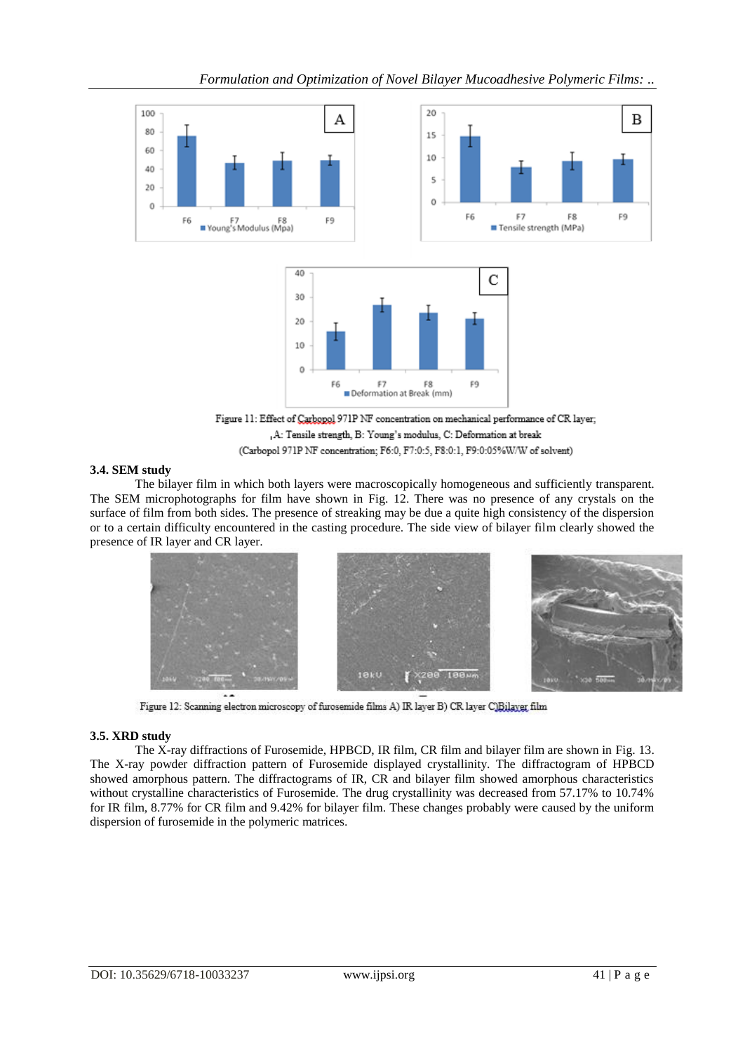Figure 11: Effect of Carbopol 971P NF concentration on mechanical performance of CR layer; ,A: Tensile strength, B: Young's modulus, C: Deformation at break
(Carbopol 971P NF concentration; F6:0, F7:0:5, F8:0:1, F9:0:05%W/W of solvent)

### 3.4. SEM study

The bilayer film in which both layers were macroscopically homogeneous and sufficiently transparent. The SEM microphotographs for film have shown in Fig. 12. There was no presence of any crystals on the surface of film from both sides. The presence of streaking may be due a quite high consistency of the dispersion or to a certain difficulty encountered in the casting procedure. The side view of bilayer film clearly showed the presence of IR layer and CR layer.

Figure 12: Scanning electron microscopy of furosemide films A) IR layer B) CR layer C)Bilayer film

### 3.5. XRD study

The X-ray diffractions of Furosemide, HPBCD, IR film, CR film and bilayer film are shown in Fig. 13. The X-ray powder diffraction pattern of Furosemide displayed crystallinity. The diffractogram of HPBCD showed amorphous pattern. The diffractograms of IR, CR and bilayer film showed amorphous characteristics without crystalline characteristics of Furosemide. The drug crystallinity was decreased from 57.17% to 10.74% for IR film, 8.77% for CR film and 9.42% for bilayer film. These changes probably were caused by the uniform dispersion of furosemide in the polymeric matrices.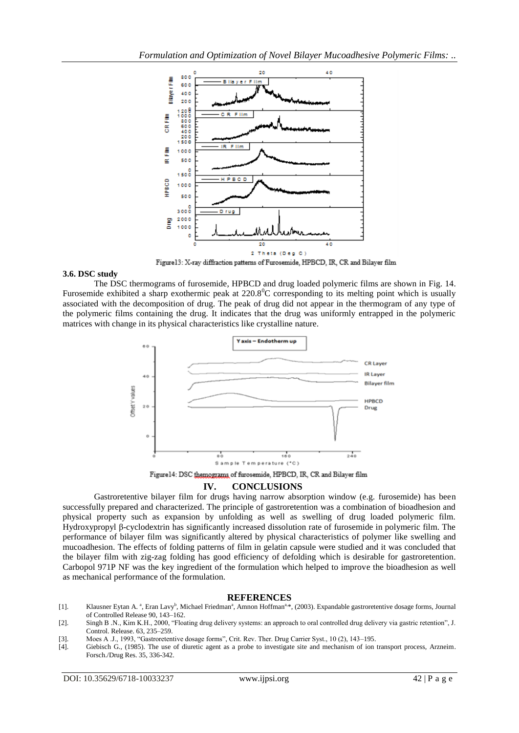Figure13: X-ray diffraction patterns of Furosemide, HPBCD, IR, CR and Bilayer film

### 3.6. DSC study

The DSC thermograms of furosemide, HPBCD and drug loaded polymeric films are shown in Fig. 14. Furosemide exhibited a sharp exothermic peak at $220.8^0$C corresponding to its melting point which is usually associated with the decomposition of drug. The peak of drug did not appear in the thermogram of any type of the polymeric films containing the drug. It indicates that the drug was uniformly entrapped in the polymeric matrices with change in its physical characteristics like crystalline nature.

Figure14: DSC themograms of furosemide, HPBCD, IR, CR and Bilayer film

## IV. CONCLUSIONS

Gastroretentive bilayer film for drugs having narrow absorption window (e.g. furosemide) has been successfully prepared and characterized. The principle of gastroretention was a combination of bioadhesion and physical property such as expansion by unfolding as well as swelling of drug loaded polymeric film. Hydroxypropyl β-cyclodextrin has significantly increased dissolution rate of furosemide in polymeric film. The performance of bilayer film was significantly altered by physical characteristics of polymer like swelling and mucoadhesion. The effects of folding patterns of film in gelatin capsule were studied and it was concluded that the bilayer film with zig-zag folding has good efficiency of defolding which is desirable for gastroretention. Carbopol 971P NF was the key ingredient of the formulation which helped to improve the bioadhesion as well as mechanical performance of the formulation.

## REFERENCES

[1]. Klausner Eytan A. [a], Eran Lavy[b], Michael Friedman[a], Amnon Hoffman[a,*], (2003). Expandable gastroretentive dosage forms, Journal of Controlled Release 90, 143–162.

[2]. Singh B .N., Kim K.H., 2000, "Floating drug delivery systems: an approach to oral controlled drug delivery via gastric retention", J. Control. Release. 63, 235–259.

[3]. Moes A .J., 1993, "Gastroretentive dosage forms", Crit. Rev. Ther. Drug Carrier Syst., 10 (2), 143–195.

[4]. Giebisch G., (1985). The use of diuretic agent as a probe to investigate site and mechanism of ion transport process, Arzneim. Forsch./Drug Res. 35, 336-342.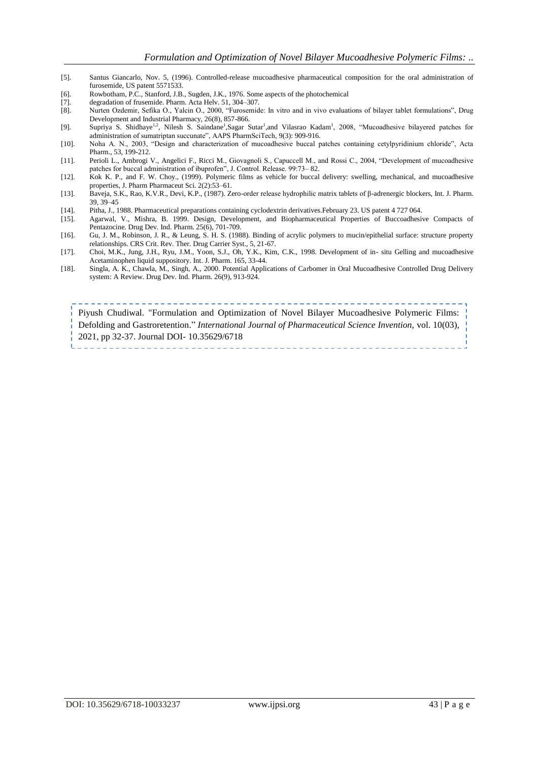[5]. Santus Giancarlo, Nov. 5, (1996). Controlled-release mucoadhesive pharmaceutical composition for the oral administration of furosemide, US patent 5571533.

[6]. Rowbotham, P.C., Stanford, J.B., Sugden, J.K., 1976. Some aspects of the photochemical

[7]. degradation of frusemide. Pharm. Acta Helv. 51, 304–307.

[8]. Nurten Ozdemir, Sefika O., Yalcin O., 2000, "Furosemide: In vitro and in vivo evaluations of bilayer tablet formulations", Drug Development and Industrial Pharmacy, 26(8), 857-866.

[9]. Supriya S. Shidhaye[1,2], Nilesh S. Saindane[1], Sagar Sutar[1], and Vilasrao Kadam[1], 2008, "Mucoadhesive bilayered patches for administration of sumatriptan succunate", AAPS PharmSciTech, 9(3): 909-916.

[10]. Noha A. N., 2003, "Design and characterization of mucoadhesive buccal patches containing cetylpyridinium chloride", Acta Pharm., 53, 199-212.

[11]. Perioli L., Ambrogi V., Angelici F., Ricci M., Giovagnoli S., Capuccell M., and Rossi C., 2004, "Development of mucoadhesive patches for buccal administration of ibuprofen", J. Control. Release. 99:73– 82.

[12]. Kok K. P., and F. W. Choy., (1999). Polymeric films as vehicle for buccal delivery: swelling, mechanical, and mucoadhesive properties, J. Pharm Pharmaceut Sci. 2(2):53–61.

[13]. Baveja, S.K., Rao, K.V.R., Devi, K.P., (1987). Zero-order release hydrophilic matrix tablets of β-adrenergic blockers, Int. J. Pharm. 39, 39–45

[14]. Pitha, J., 1988. Pharmaceutical preparations containing cyclodextrin derivatives.February 23. US patent 4 727 064.

[15]. Agarwal, V., Mishra, B. 1999. Design, Development, and Biopharmaceutical Properties of Buccoadhesive Compacts of Pentazocine. Drug Dev. Ind. Pharm. 25(6), 701-709.

[16]. Gu, J. M., Robinson, J. R., & Leung, S. H. S. (1988). Binding of acrylic polymers to mucin/epithelial surface: structure property relationships. CRS Crit. Rev. Ther. Drug Carrier Syst., 5, 21-67.

[17]. Choi, M.K., Jung, J.H., Ryu, J.M., Yoon, S.J., Oh, Y.K., Kim, C.K., 1998. Development of in- situ Gelling and mucoadhesive Acetaminophen liquid suppository. Int. J. Pharm. 165, 33-44.

[18]. Singla, A. K., Chawla, M., Singh, A., 2000. Potential Applications of Carbomer in Oral Mucoadhesive Controlled Drug Delivery system: A Review. Drug Dev. Ind. Pharm. 26(9), 913-924.

Piyush Chudiwal. "Formulation and Optimization of Novel Bilayer Mucoadhesive Polymeric Films: Defolding and Gastroretention." *International Journal of Pharmaceutical Science Invention,* vol. 10(03), 2021, pp 32-37. Journal DOI- 10.35629/6718